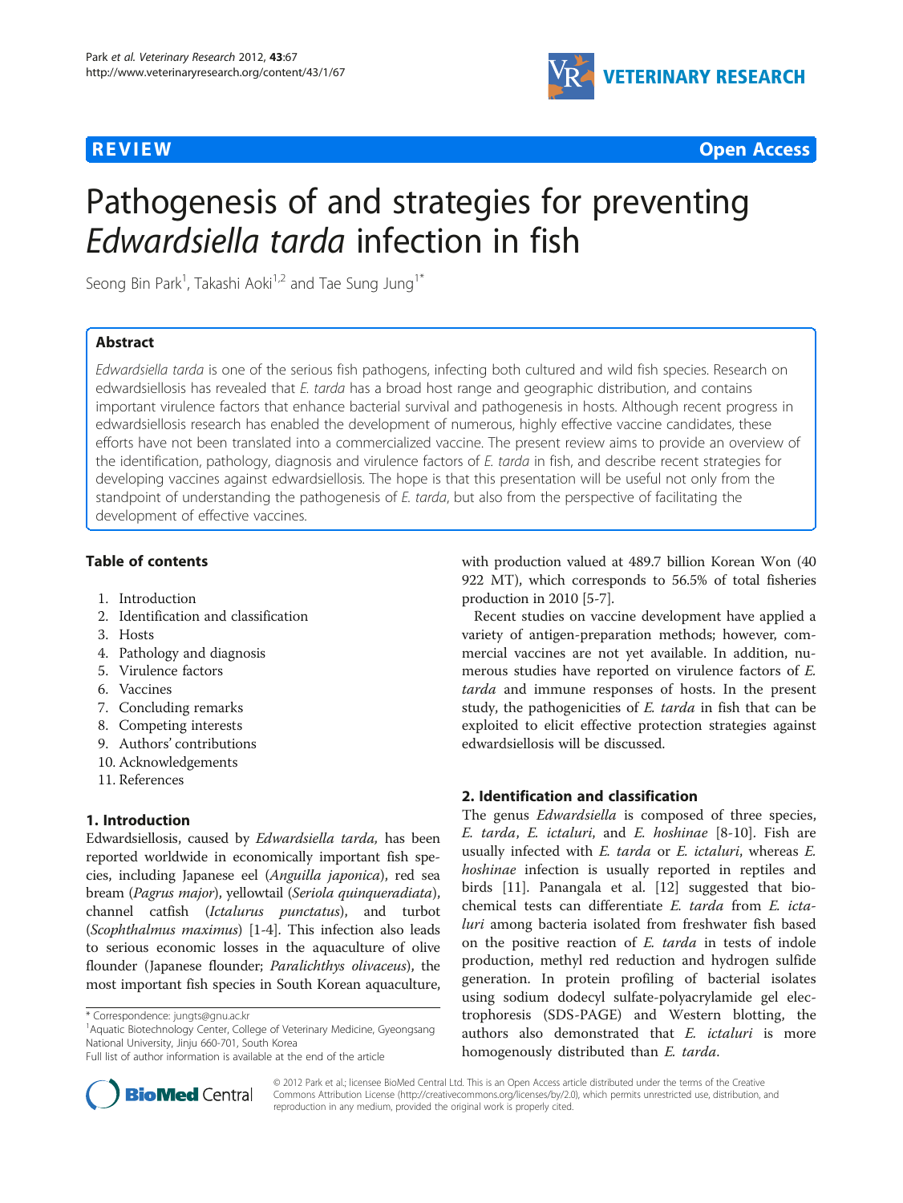**REVIEW** **Open Access**

# Pathogenesis of and strategies for preventing *Edwardsiella tarda* infection in fish

Seong Bin Park[1], Takashi Aoki[1,2] and Tae Sung Jung[1*]

## Abstract

*Edwardsiella tarda* is one of the serious fish pathogens, infecting both cultured and wild fish species. Research on edwardsiellosis has revealed that *E. tarda* has a broad host range and geographic distribution, and contains important virulence factors that enhance bacterial survival and pathogenesis in hosts. Although recent progress in edwardsiellosis research has enabled the development of numerous, highly effective vaccine candidates, these efforts have not been translated into a commercialized vaccine. The present review aims to provide an overview of the identification, pathology, diagnosis and virulence factors of *E. tarda* in fish, and describe recent strategies for developing vaccines against edwardsiellosis. The hope is that this presentation will be useful not only from the standpoint of understanding the pathogenesis of *E. tarda*, but also from the perspective of facilitating the development of effective vaccines.

## Table of contents

1. Introduction
2. Identification and classification
3. Hosts
4. Pathology and diagnosis
5. Virulence factors
6. Vaccines
7. Concluding remarks
8. Competing interests
9. Authors' contributions
10. Acknowledgements
11. References

## 1. Introduction

Edwardsiellosis, caused by *Edwardsiella tarda,* has been reported worldwide in economically important fish species, including Japanese eel (*Anguilla japonica*), red sea bream (*Pagrus major*), yellowtail (*Seriola quinqueradiata*), channel catfish (*Ictalurus punctatus*), and turbot (*Scophthalmus maximus*) [1-4]. This infection also leads to serious economic losses in the aquaculture of olive flounder (Japanese flounder; *Paralichthys olivaceus*), the most important fish species in South Korean aquaculture, with production valued at 489.7 billion Korean Won (40 922 MT), which corresponds to 56.5% of total fisheries production in 2010 [5-7].

Recent studies on vaccine development have applied a variety of antigen-preparation methods; however, commercial vaccines are not yet available. In addition, numerous studies have reported on virulence factors of *E. tarda* and immune responses of hosts. In the present study, the pathogenicities of *E. tarda* in fish that can be exploited to elicit effective protection strategies against edwardsiellosis will be discussed.

## 2. Identification and classification

The genus *Edwardsiella* is composed of three species, *E. tarda*, *E. ictaluri*, and *E. hoshinae* [8-10]. Fish are usually infected with *E. tarda* or *E. ictaluri*, whereas *E. hoshinae* infection is usually reported in reptiles and birds [11]. Panangala et al. [12] suggested that biochemical tests can differentiate *E. tarda* from *E. ictaluri* among bacteria isolated from freshwater fish based on the positive reaction of *E. tarda* in tests of indole production, methyl red reduction and hydrogen sulfide generation. In protein profiling of bacterial isolates using sodium dodecyl sulfate-polyacrylamide gel electrophoresis (SDS-PAGE) and Western blotting, the authors also demonstrated that *E. ictaluri* is more homogenously distributed than *E. tarda*.

\* Correspondence: jungts@gnu.ac.kr
[1]Aquatic Biotechnology Center, College of Veterinary Medicine, Gyeongsang National University, Jinju 660-701, South Korea
Full list of author information is available at the end of the article

© 2012 Park et al.; licensee BioMed Central Ltd. This is an Open Access article distributed under the terms of the Creative Commons Attribution License (http://creativecommons.org/licenses/by/2.0), which permits unrestricted use, distribution, and reproduction in any medium, provided the original work is properly cited.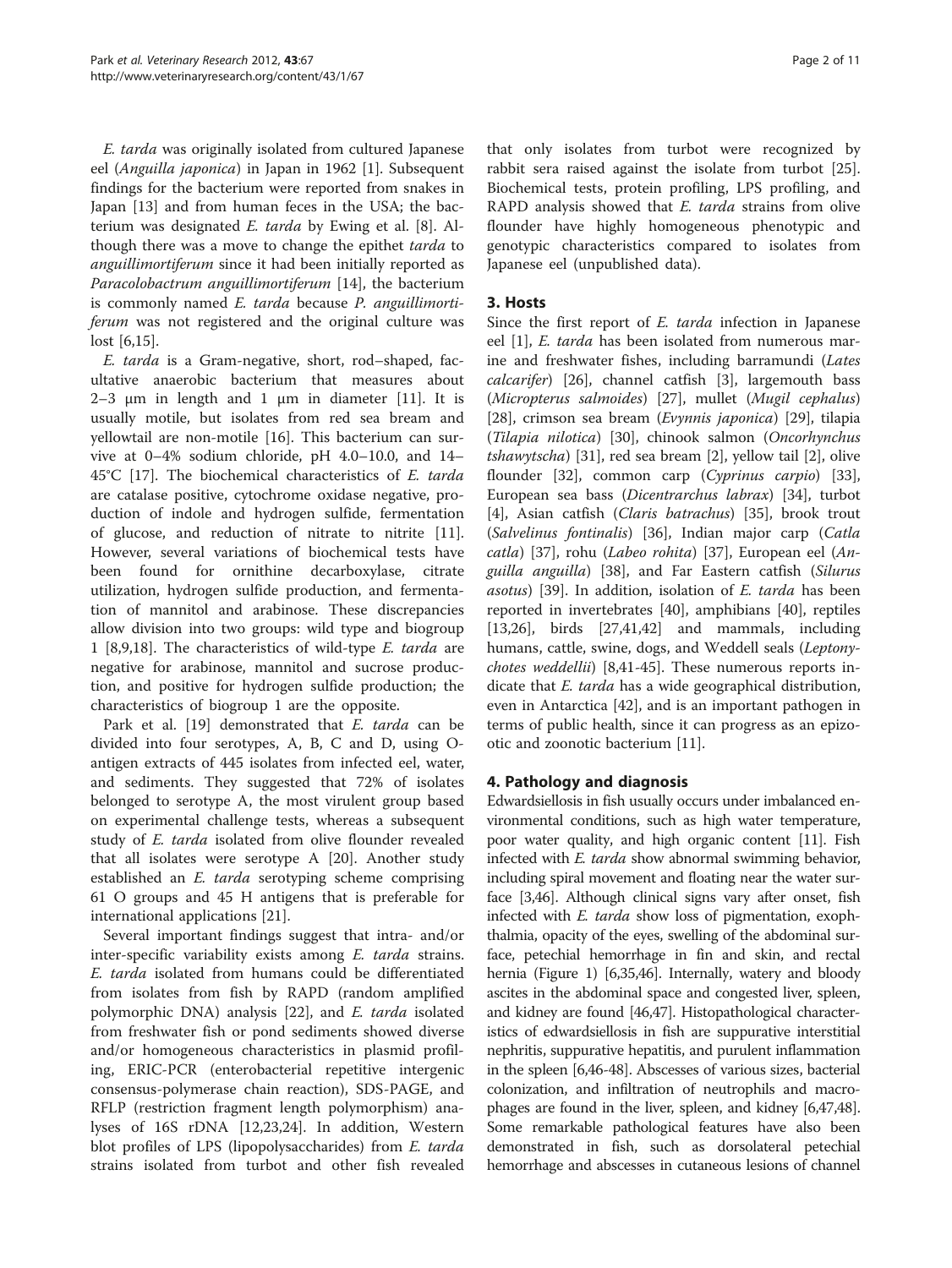*E. tarda* was originally isolated from cultured Japanese eel (*Anguilla japonica*) in Japan in 1962 [1]. Subsequent findings for the bacterium were reported from snakes in Japan [13] and from human feces in the USA; the bacterium was designated *E. tarda* by Ewing et al. [8]. Although there was a move to change the epithet *tarda* to *anguillimortiferum* since it had been initially reported as *Paracolobactrum anguillimortiferum* [14], the bacterium is commonly named *E. tarda* because *P. anguillimortiferum* was not registered and the original culture was lost [6,15].

*E. tarda* is a Gram-negative, short, rod–shaped, facultative anaerobic bacterium that measures about 2–3 μm in length and 1 μm in diameter [11]. It is usually motile, but isolates from red sea bream and yellowtail are non-motile [16]. This bacterium can survive at 0–4% sodium chloride, pH 4.0–10.0, and 14–45°C [17]. The biochemical characteristics of *E. tarda* are catalase positive, cytochrome oxidase negative, production of indole and hydrogen sulfide, fermentation of glucose, and reduction of nitrate to nitrite [11]. However, several variations of biochemical tests have been found for ornithine decarboxylase, citrate utilization, hydrogen sulfide production, and fermentation of mannitol and arabinose. These discrepancies allow division into two groups: wild type and biogroup 1 [8,9,18]. The characteristics of wild-type *E. tarda* are negative for arabinose, mannitol and sucrose production, and positive for hydrogen sulfide production; the characteristics of biogroup 1 are the opposite.

Park et al. [19] demonstrated that *E. tarda* can be divided into four serotypes, A, B, C and D, using O-antigen extracts of 445 isolates from infected eel, water, and sediments. They suggested that 72% of isolates belonged to serotype A, the most virulent group based on experimental challenge tests, whereas a subsequent study of *E. tarda* isolated from olive flounder revealed that all isolates were serotype A [20]. Another study established an *E. tarda* serotyping scheme comprising 61 O groups and 45 H antigens that is preferable for international applications [21].

Several important findings suggest that intra- and/or inter-specific variability exists among *E. tarda* strains. *E. tarda* isolated from humans could be differentiated from isolates from fish by RAPD (random amplified polymorphic DNA) analysis [22], and *E. tarda* isolated from freshwater fish or pond sediments showed diverse and/or homogeneous characteristics in plasmid profiling, ERIC-PCR (enterobacterial repetitive intergenic consensus-polymerase chain reaction), SDS-PAGE, and RFLP (restriction fragment length polymorphism) analyses of 16S rDNA [12,23,24]. In addition, Western blot profiles of LPS (lipopolysaccharides) from *E. tarda* strains isolated from turbot and other fish revealed that only isolates from turbot were recognized by rabbit sera raised against the isolate from turbot [25]. Biochemical tests, protein profiling, LPS profiling, and RAPD analysis showed that *E. tarda* strains from olive flounder have highly homogeneous phenotypic and genotypic characteristics compared to isolates from Japanese eel (unpublished data).

## 3. Hosts

Since the first report of *E. tarda* infection in Japanese eel [1], *E. tarda* has been isolated from numerous marine and freshwater fishes, including barramundi (*Lates calcarifer*) [26], channel catfish [3], largemouth bass (*Micropterus salmoides*) [27], mullet (*Mugil cephalus*) [28], crimson sea bream (*Evynnis japonica*) [29], tilapia (*Tilapia nilotica*) [30], chinook salmon (*Oncorhynchus tshawytscha*) [31], red sea bream [2], yellow tail [2], olive flounder [32], common carp (*Cyprinus carpio*) [33], European sea bass (*Dicentrarchus labrax*) [34], turbot [4], Asian catfish (*Claris batrachus*) [35], brook trout (*Salvelinus fontinalis*) [36], Indian major carp (*Catla catla*) [37], rohu (*Labeo rohita*) [37], European eel (*Anguilla anguilla*) [38], and Far Eastern catfish (*Silurus asotus*) [39]. In addition, isolation of *E. tarda* has been reported in invertebrates [40], amphibians [40], reptiles [13,26], birds [27,41,42] and mammals, including humans, cattle, swine, dogs, and Weddell seals (*Leptonychotes weddellii*) [8,41-45]. These numerous reports indicate that *E. tarda* has a wide geographical distribution, even in Antarctica [42], and is an important pathogen in terms of public health, since it can progress as an epizootic and zoonotic bacterium [11].

## 4. Pathology and diagnosis

Edwardsiellosis in fish usually occurs under imbalanced environmental conditions, such as high water temperature, poor water quality, and high organic content [11]. Fish infected with *E. tarda* show abnormal swimming behavior, including spiral movement and floating near the water surface [3,46]. Although clinical signs vary after onset, fish infected with *E. tarda* show loss of pigmentation, exophthalmia, opacity of the eyes, swelling of the abdominal surface, petechial hemorrhage in fin and skin, and rectal hernia (Figure 1) [6,35,46]. Internally, watery and bloody ascites in the abdominal space and congested liver, spleen, and kidney are found [46,47]. Histopathological characteristics of edwardsiellosis in fish are suppurative interstitial nephritis, suppurative hepatitis, and purulent inflammation in the spleen [6,46-48]. Abscesses of various sizes, bacterial colonization, and infiltration of neutrophils and macrophages are found in the liver, spleen, and kidney [6,47,48]. Some remarkable pathological features have also been demonstrated in fish, such as dorsolateral petechial hemorrhage and abscesses in cutaneous lesions of channel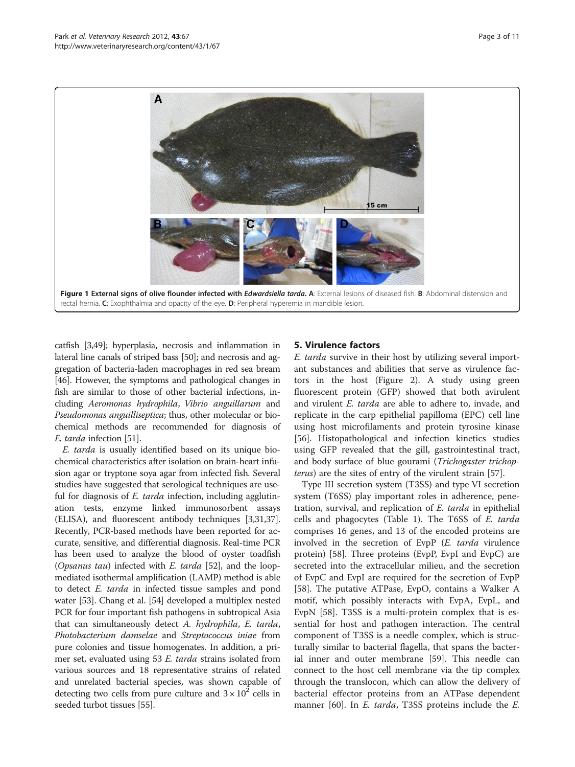**Figure 1 External signs of olive flounder infected with *Edwardsiella tarda*.** A: External lesions of diseased fish. B: Abdominal distension and rectal hernia. C: Exophthalmia and opacity of the eye. D: Peripheral hyperemia in mandible lesion.

catfish [3,49]; hyperplasia, necrosis and inflammation in lateral line canals of striped bass [50]; and necrosis and aggregation of bacteria-laden macrophages in red sea bream [46]. However, the symptoms and pathological changes in fish are similar to those of other bacterial infections, including *Aeromonas hydrophila*, *Vibrio anguillarum* and *Pseudomonas anguilliseptica*; thus, other molecular or biochemical methods are recommended for diagnosis of *E. tarda* infection [51].

*E. tarda* is usually identified based on its unique biochemical characteristics after isolation on brain-heart infusion agar or tryptone soya agar from infected fish. Several studies have suggested that serological techniques are useful for diagnosis of *E. tarda* infection, including agglutination tests, enzyme linked immunosorbent assays (ELISA), and fluorescent antibody techniques [3,31,37]. Recently, PCR-based methods have been reported for accurate, sensitive, and differential diagnosis. Real-time PCR has been used to analyze the blood of oyster toadfish (*Opsanus tau*) infected with *E. tarda* [52], and the loop-mediated isothermal amplification (LAMP) method is able to detect *E. tarda* in infected tissue samples and pond water [53]. Chang et al. [54] developed a multiplex nested PCR for four important fish pathogens in subtropical Asia that can simultaneously detect *A. hydrophila*, *E. tarda*, *Photobacterium damselae* and *Streptococcus iniae* from pure colonies and tissue homogenates. In addition, a primer set, evaluated using 53 *E. tarda* strains isolated from various sources and 18 representative strains of related and unrelated bacterial species, was shown capable of detecting two cells from pure culture and $3 \times 10^2$ cells in seeded turbot tissues [55].

## 5. Virulence factors

*E. tarda* survive in their host by utilizing several important substances and abilities that serve as virulence factors in the host (Figure 2). A study using green fluorescent protein (GFP) showed that both avirulent and virulent *E. tarda* are able to adhere to, invade, and replicate in the carp epithelial papilloma (EPC) cell line using host microfilaments and protein tyrosine kinase [56]. Histopathological and infection kinetics studies using GFP revealed that the gill, gastrointestinal tract, and body surface of blue gourami (*Trichogaster trichopterus*) are the sites of entry of the virulent strain [57].

Type III secretion system (T3SS) and type VI secretion system (T6SS) play important roles in adherence, penetration, survival, and replication of *E. tarda* in epithelial cells and phagocytes (Table 1). The T6SS of *E. tarda* comprises 16 genes, and 13 of the encoded proteins are involved in the secretion of EvpP (*E. tarda* virulence protein) [58]. Three proteins (EvpP, EvpI and EvpC) are secreted into the extracellular milieu, and the secretion of EvpC and EvpI are required for the secretion of EvpP [58]. The putative ATPase, EvpO, contains a Walker A motif, which possibly interacts with EvpA, EvpL, and EvpN [58]. T3SS is a multi-protein complex that is essential for host and pathogen interaction. The central component of T3SS is a needle complex, which is structurally similar to bacterial flagella, that spans the bacterial inner and outer membrane [59]. This needle can connect to the host cell membrane via the tip complex through the translocon, which can allow the delivery of bacterial effector proteins from an ATPase dependent manner [60]. In *E. tarda*, T3SS proteins include the *E.*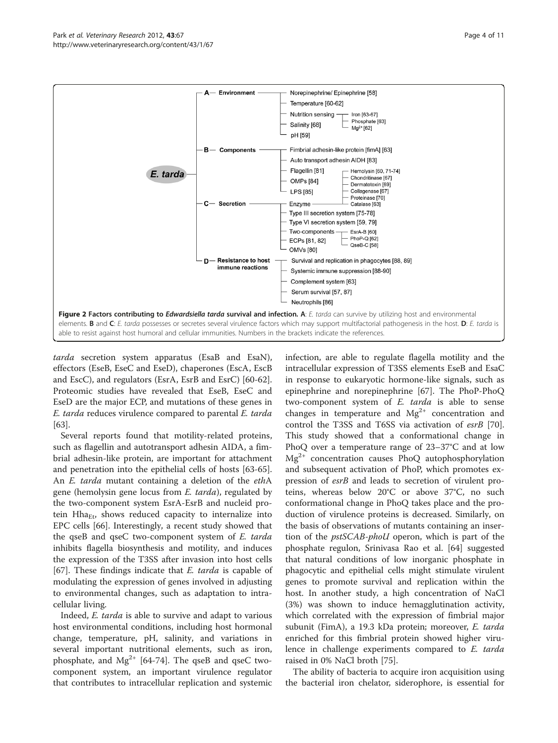**Figure 2 Factors contributing to *Edwardsiella tarda* survival and infection.** **A**: *E. tarda* can survive by utilizing host and environmental elements. **B** and **C**: *E. tarda* possesses or secretes several virulence factors which may support multifactorial pathogenesis in the host. **D**: *E. tarda* is able to resist against host humoral and cellular immunities. Numbers in the brackets indicate the references.

*tarda* secretion system apparatus (EsaB and EsaN), effectors (EseB, EseC and EseD), chaperones (EscA, EscB and EscC), and regulators (EsrA, EsrB and EsrC) [60-62]. Proteomic studies have revealed that EseB, EseC and EseD are the major ECP, and mutations of these genes in *E. tarda* reduces virulence compared to parental *E. tarda* [63].

Several reports found that motility-related proteins, such as flagellin and autotransport adhesin AIDA, a fimbrial adhesin-like protein, are important for attachment and penetration into the epithelial cells of hosts [63-65]. An *E. tarda* mutant containing a deletion of the *eth*A gene (hemolysin gene locus from *E. tarda*), regulated by the two-component system EsrA-EsrB and nucleid protein $Hha_{Et}$, shows reduced capacity to internalize into EPC cells [66]. Interestingly, a recent study showed that the qseB and qseC two-component system of *E. tarda* inhibits flagella biosynthesis and motility, and induces the expression of the T3SS after invasion into host cells [67]. These findings indicate that *E. tarda* is capable of modulating the expression of genes involved in adjusting to environmental changes, such as adaptation to intracellular living.

Indeed, *E. tarda* is able to survive and adapt to various host environmental conditions, including host hormonal change, temperature, pH, salinity, and variations in several important nutritional elements, such as iron, phosphate, and $Mg^{2+}$ [64-74]. The qseB and qseC two-component system, an important virulence regulator that contributes to intracellular replication and systemic infection, are able to regulate flagella motility and the intracellular expression of T3SS elements EseB and EsaC in response to eukaryotic hormone-like signals, such as epinephrine and norepinephrine [67]. The PhoP-PhoQ two-component system of *E. tarda* is able to sense changes in temperature and $Mg^{2+}$ concentration and control the T3SS and T6SS via activation of *esrB* [70]. This study showed that a conformational change in PhoQ over a temperature range of 23–37°C and at low $Mg^{2+}$ concentration causes PhoQ autophosphorylation and subsequent activation of PhoP, which promotes expression of *esrB* and leads to secretion of virulent proteins, whereas below 20°C or above 37°C, no such conformational change in PhoQ takes place and the production of virulence proteins is decreased. Similarly, on the basis of observations of mutants containing an insertion of the *pstSCAB-phoU* operon, which is part of the phosphate regulon, Srinivasa Rao et al. [64] suggested that natural conditions of low inorganic phosphate in phagocytic and epithelial cells might stimulate virulent genes to promote survival and replication within the host. In another study, a high concentration of NaCl (3%) was shown to induce hemagglutination activity, which correlated with the expression of fimbrial major subunit (FimA), a 19.3 kDa protein; moreover, *E. tarda* enriched for this fimbrial protein showed higher virulence in challenge experiments compared to *E. tarda* raised in 0% NaCl broth [75].

The ability of bacteria to acquire iron acquisition using the bacterial iron chelator, siderophore, is essential for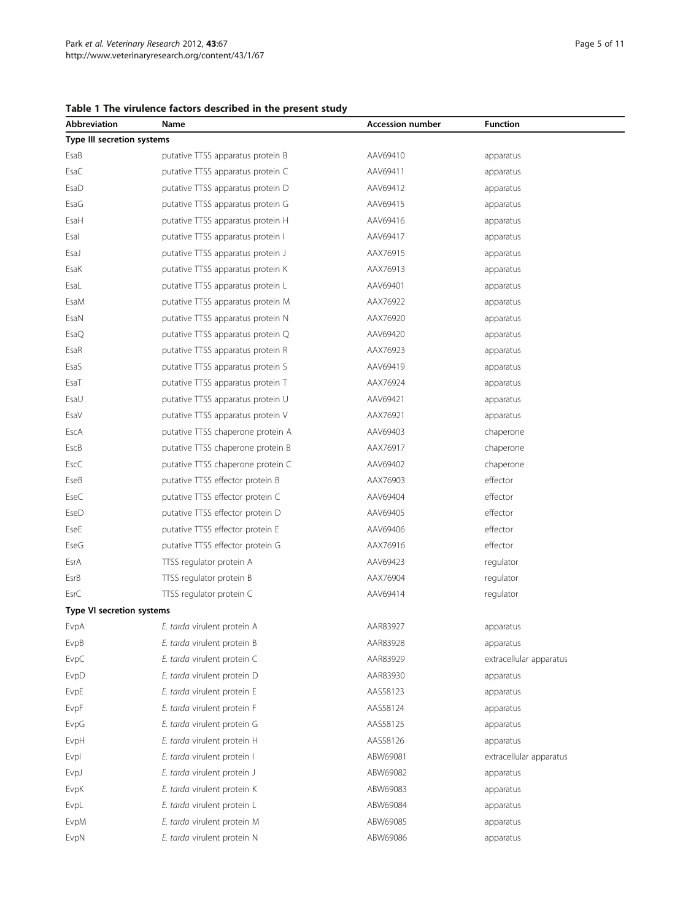**Table 1 The virulence factors described in the present study**

| Abbreviation | Name | Accession number | Function |
|---|---|---|---|
| **Type III secretion systems** | | | |
| EsaB | putative TTSS apparatus protein B | AAV69410 | apparatus |
| EsaC | putative TTSS apparatus protein C | AAV69411 | apparatus |
| EsaD | putative TTSS apparatus protein D | AAV69412 | apparatus |
| EsaG | putative TTSS apparatus protein G | AAV69415 | apparatus |
| EsaH | putative TTSS apparatus protein H | AAV69416 | apparatus |
| EsaI | putative TTSS apparatus protein I | AAV69417 | apparatus |
| EsaJ | putative TTSS apparatus protein J | AAX76915 | apparatus |
| EsaK | putative TTSS apparatus protein K | AAX76913 | apparatus |
| EsaL | putative TTSS apparatus protein L | AAV69401 | apparatus |
| EsaM | putative TTSS apparatus protein M | AAX76922 | apparatus |
| EsaN | putative TTSS apparatus protein N | AAX76920 | apparatus |
| EsaQ | putative TTSS apparatus protein Q | AAV69420 | apparatus |
| EsaR | putative TTSS apparatus protein R | AAX76923 | apparatus |
| EsaS | putative TTSS apparatus protein S | AAV69419 | apparatus |
| EsaT | putative TTSS apparatus protein T | AAX76924 | apparatus |
| EsaU | putative TTSS apparatus protein U | AAV69421 | apparatus |
| EsaV | putative TTSS apparatus protein V | AAX76921 | apparatus |
| EscA | putative TTSS chaperone protein A | AAV69403 | chaperone |
| EscB | putative TTSS chaperone protein B | AAX76917 | chaperone |
| EscC | putative TTSS chaperone protein C | AAV69402 | chaperone |
| EseB | putative TTSS effector protein B | AAX76903 | effector |
| EseC | putative TTSS effector protein C | AAV69404 | effector |
| EseD | putative TTSS effector protein D | AAV69405 | effector |
| EseE | putative TTSS effector protein E | AAV69406 | effector |
| EseG | putative TTSS effector protein G | AAX76916 | effector |
| EsrA | TTSS regulator protein A | AAV69423 | regulator |
| EsrB | TTSS regulator protein B | AAX76904 | regulator |
| EsrC | TTSS regulator protein C | AAV69414 | regulator |
| **Type VI secretion systems** | | | |
| EvpA | *E. tarda* virulent protein A | AAR83927 | apparatus |
| EvpB | *E. tarda* virulent protein B | AAR83928 | apparatus |
| EvpC | *E. tarda* virulent protein C | AAR83929 | extracellular apparatus |
| EvpD | *E. tarda* virulent protein D | AAR83930 | apparatus |
| EvpE | *E. tarda* virulent protein E | AAS58123 | apparatus |
| EvpF | *E. tarda* virulent protein F | AAS58124 | apparatus |
| EvpG | *E. tarda* virulent protein G | AAS58125 | apparatus |
| EvpH | *E. tarda* virulent protein H | AAS58126 | apparatus |
| EvpI | *E. tarda* virulent protein I | ABW69081 | extracellular apparatus |
| EvpJ | *E. tarda* virulent protein J | ABW69082 | apparatus |
| EvpK | *E. tarda* virulent protein K | ABW69083 | apparatus |
| EvpL | *E. tarda* virulent protein L | ABW69084 | apparatus |
| EvpM | *E. tarda* virulent protein M | ABW69085 | apparatus |
| EvpN | *E. tarda* virulent protein N | ABW69086 | apparatus |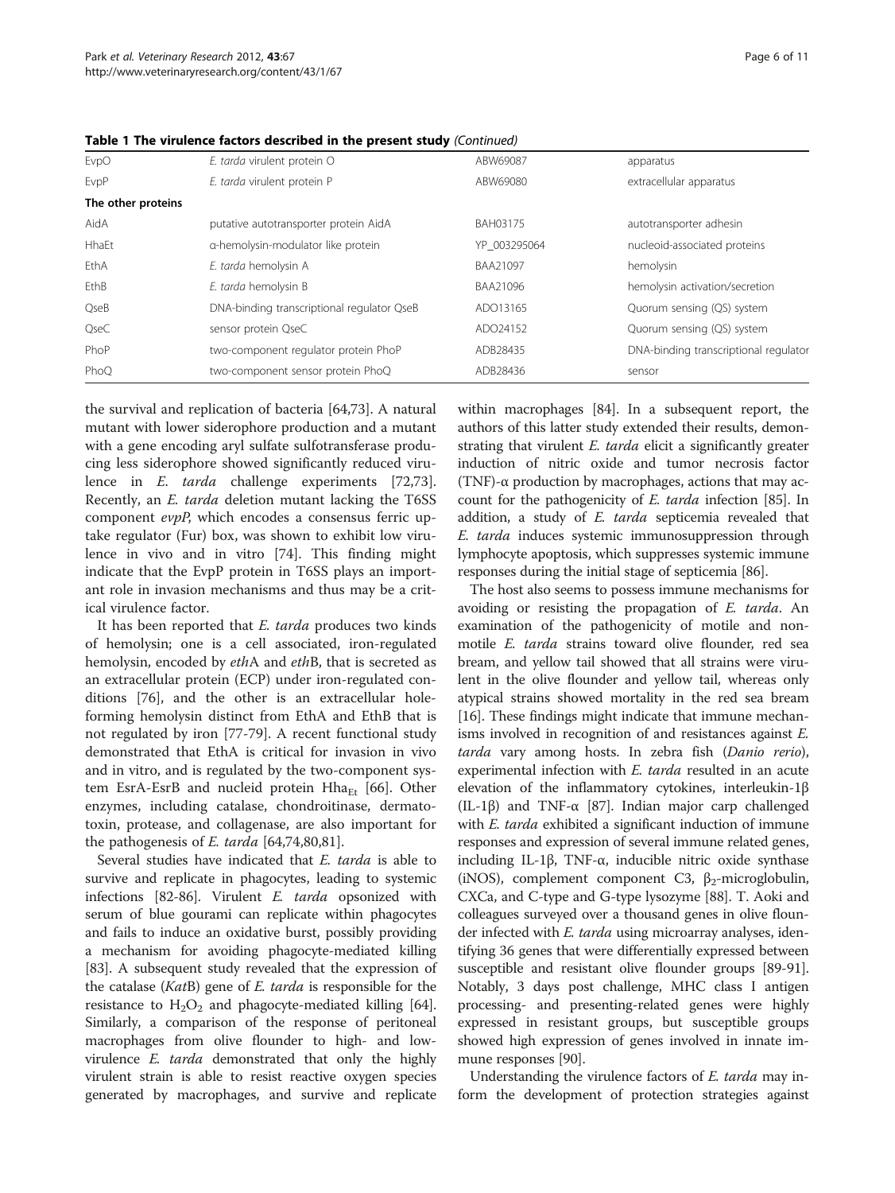**Table 1 The virulence factors described in the present study** *(Continued)*

| | | | |
|---|---|---|---|
| EvpO | *E. tarda* virulent protein O | ABW69087 | apparatus |
| EvpP | *E. tarda* virulent protein P | ABW69080 | extracellular apparatus |
| **The other proteins** | | | |
| AidA | putative autotransporter protein AidA | BAH03175 | autotransporter adhesin |
| HhaEt | α-hemolysin-modulator like protein | YP_003295064 | nucleoid-associated proteins |
| EthA | *E. tarda* hemolysin A | BAA21097 | hemolysin |
| EthB | *E. tarda* hemolysin B | BAA21096 | hemolysin activation/secretion |
| QseB | DNA-binding transcriptional regulator QseB | ADO13165 | Quorum sensing (QS) system |
| QseC | sensor protein QseC | ADO24152 | Quorum sensing (QS) system |
| PhoP | two-component regulator protein PhoP | ADB28435 | DNA-binding transcriptional regulator |
| PhoQ | two-component sensor protein PhoQ | ADB28436 | sensor |

the survival and replication of bacteria [64,73]. A natural mutant with lower siderophore production and a mutant with a gene encoding aryl sulfate sulfotransferase producing less siderophore showed significantly reduced virulence in *E. tarda* challenge experiments [72,73]. Recently, an *E. tarda* deletion mutant lacking the T6SS component *evpP*, which encodes a consensus ferric uptake regulator (Fur) box, was shown to exhibit low virulence in vivo and in vitro [74]. This finding might indicate that the EvpP protein in T6SS plays an important role in invasion mechanisms and thus may be a critical virulence factor.

It has been reported that *E. tarda* produces two kinds of hemolysin; one is a cell associated, iron-regulated hemolysin, encoded by *eth*A and *eth*B, that is secreted as an extracellular protein (ECP) under iron-regulated conditions [76], and the other is an extracellular hole-forming hemolysin distinct from EthA and EthB that is not regulated by iron [77-79]. A recent functional study demonstrated that EthA is critical for invasion in vivo and in vitro, and is regulated by the two-component system EsrA-EsrB and nucleid protein $Hha_{Et}$ [66]. Other enzymes, including catalase, chondroitinase, dermatotoxin, protease, and collagenase, are also important for the pathogenesis of *E. tarda* [64,74,80,81].

Several studies have indicated that *E. tarda* is able to survive and replicate in phagocytes, leading to systemic infections [82-86]. Virulent *E. tarda* opsonized with serum of blue gourami can replicate within phagocytes and fails to induce an oxidative burst, possibly providing a mechanism for avoiding phagocyte-mediated killing [83]. A subsequent study revealed that the expression of the catalase (*Kat*B) gene of *E. tarda* is responsible for the resistance to $H_2O_2$ and phagocyte-mediated killing [64]. Similarly, a comparison of the response of peritoneal macrophages from olive flounder to high- and low-virulence *E. tarda* demonstrated that only the highly virulent strain is able to resist reactive oxygen species generated by macrophages, and survive and replicate within macrophages [84]. In a subsequent report, the authors of this latter study extended their results, demonstrating that virulent *E. tarda* elicit a significantly greater induction of nitric oxide and tumor necrosis factor (TNF)-α production by macrophages, actions that may account for the pathogenicity of *E. tarda* infection [85]. In addition, a study of *E. tarda* septicemia revealed that *E. tarda* induces systemic immunosuppression through lymphocyte apoptosis, which suppresses systemic immune responses during the initial stage of septicemia [86].

The host also seems to possess immune mechanisms for avoiding or resisting the propagation of *E. tarda*. An examination of the pathogenicity of motile and non-motile *E. tarda* strains toward olive flounder, red sea bream, and yellow tail showed that all strains were virulent in the olive flounder and yellow tail, whereas only atypical strains showed mortality in the red sea bream [16]. These findings might indicate that immune mechanisms involved in recognition of and resistances against *E. tarda* vary among hosts. In zebra fish (*Danio rerio*), experimental infection with *E. tarda* resulted in an acute elevation of the inflammatory cytokines, interleukin-1β (IL-1β) and TNF-α [87]. Indian major carp challenged with *E. tarda* exhibited a significant induction of immune responses and expression of several immune related genes, including IL-1β, TNF-α, inducible nitric oxide synthase (iNOS), complement component C3, $\beta_2$-microglobulin, CXCa, and C-type and G-type lysozyme [88]. T. Aoki and colleagues surveyed over a thousand genes in olive flounder infected with *E. tarda* using microarray analyses, identifying 36 genes that were differentially expressed between susceptible and resistant olive flounder groups [89-91]. Notably, 3 days post challenge, MHC class I antigen processing- and presenting-related genes were highly expressed in resistant groups, but susceptible groups showed high expression of genes involved in innate immune responses [90].

Understanding the virulence factors of *E. tarda* may inform the development of protection strategies against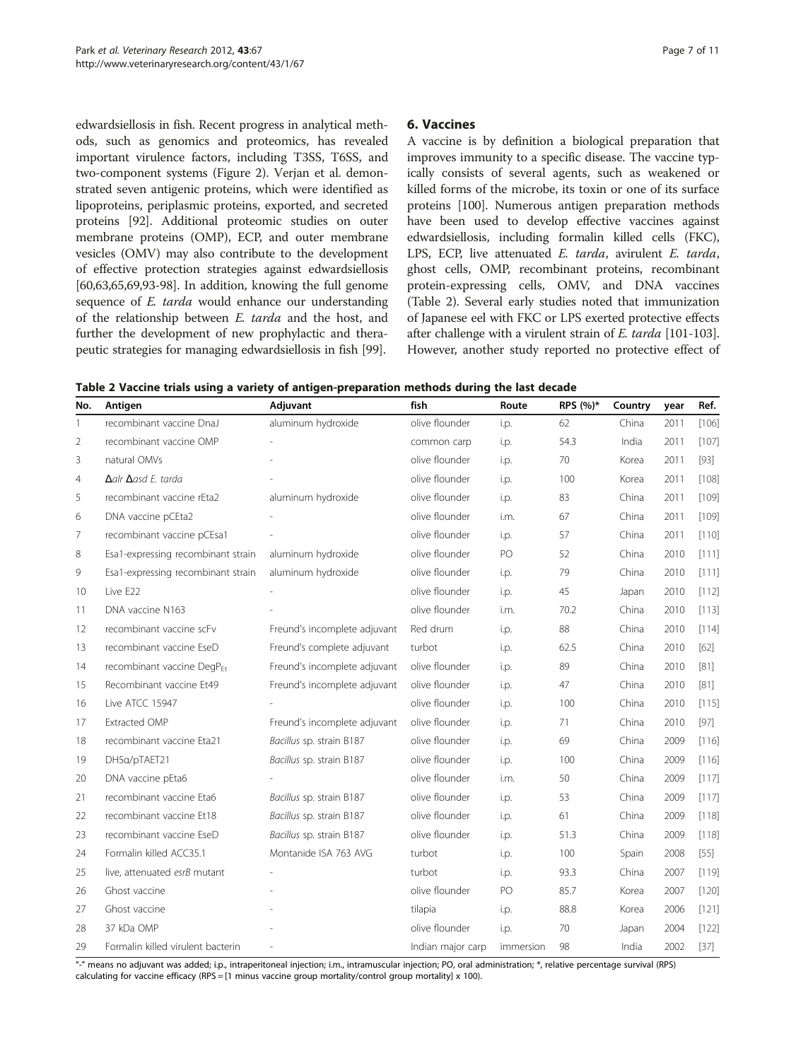edwardsiellosis in fish. Recent progress in analytical methods, such as genomics and proteomics, has revealed important virulence factors, including T3SS, T6SS, and two-component systems (Figure 2). Verjan et al. demonstrated seven antigenic proteins, which were identified as lipoproteins, periplasmic proteins, exported, and secreted proteins [92]. Additional proteomic studies on outer membrane proteins (OMP), ECP, and outer membrane vesicles (OMV) may also contribute to the development of effective protection strategies against edwardsiellosis [60,63,65,69,93-98]. In addition, knowing the full genome sequence of *E. tarda* would enhance our understanding of the relationship between *E. tarda* and the host, and further the development of new prophylactic and therapeutic strategies for managing edwardsiellosis in fish [99].

## 6. Vaccines

A vaccine is by definition a biological preparation that improves immunity to a specific disease. The vaccine typically consists of several agents, such as weakened or killed forms of the microbe, its toxin or one of its surface proteins [100]. Numerous antigen preparation methods have been used to develop effective vaccines against edwardsiellosis, including formalin killed cells (FKC), LPS, ECP, live attenuated *E. tarda*, avirulent *E. tarda*, ghost cells, OMP, recombinant proteins, recombinant protein-expressing cells, OMV, and DNA vaccines (Table 2). Several early studies noted that immunization of Japanese eel with FKC or LPS exerted protective effects after challenge with a virulent strain of *E. tarda* [101-103]. However, another study reported no protective effect of

**Table 2 Vaccine trials using a variety of antigen-preparation methods during the last decade**

| No. | Antigen | Adjuvant | fish | Route | RPS (%)* | Country | year | Ref. |
|---|---|---|---|---|---|---|---|---|
| 1 | recombinant vaccine DnaJ | aluminum hydroxide | olive flounder | i.p. | 62 | China | 2011 | [106] |
| 2 | recombinant vaccine OMP | - | common carp | i.p. | 54.3 | India | 2011 | [107] |
| 3 | natural OMVs | - | olive flounder | i.p. | 70 | Korea | 2011 | [93] |
| 4 | Δ*alr* Δ*asd E. tarda* | - | olive flounder | i.p. | 100 | Korea | 2011 | [108] |
| 5 | recombinant vaccine rEta2 | aluminum hydroxide | olive flounder | i.p. | 83 | China | 2011 | [109] |
| 6 | DNA vaccine pCEta2 | - | olive flounder | i.m. | 67 | China | 2011 | [109] |
| 7 | recombinant vaccine pCEsa1 | - | olive flounder | i.p. | 57 | China | 2011 | [110] |
| 8 | Esa1-expressing recombinant strain | aluminum hydroxide | olive flounder | PO | 52 | China | 2010 | [111] |
| 9 | Esa1-expressing recombinant strain | aluminum hydroxide | olive flounder | i.p. | 79 | China | 2010 | [111] |
| 10 | Live E22 | - | olive flounder | i.p. | 45 | Japan | 2010 | [112] |
| 11 | DNA vaccine N163 | - | olive flounder | i.m. | 70.2 | China | 2010 | [113] |
| 12 | recombinant vaccine scFv | Freund's incomplete adjuvant | Red drum | i.p. | 88 | China | 2010 | [114] |
| 13 | recombinant vaccine EseD | Freund's complete adjuvant | turbot | i.p. | 62.5 | China | 2010 | [62] |
| 14 | recombinant vaccine $DegP_{Et}$ | Freund's incomplete adjuvant | olive flounder | i.p. | 89 | China | 2010 | [81] |
| 15 | Recombinant vaccine Et49 | Freund's incomplete adjuvant | olive flounder | i.p. | 47 | China | 2010 | [81] |
| 16 | Live ATCC 15947 | - | olive flounder | i.p. | 100 | China | 2010 | [115] |
| 17 | Extracted OMP | Freund's incomplete adjuvant | olive flounder | i.p. | 71 | China | 2010 | [97] |
| 18 | recombinant vaccine Eta21 | *Bacillus* sp. strain B187 | olive flounder | i.p. | 69 | China | 2009 | [116] |
| 19 | DH5α/pTAET21 | *Bacillus* sp. strain B187 | olive flounder | i.p. | 100 | China | 2009 | [116] |
| 20 | DNA vaccine pEta6 | - | olive flounder | i.m. | 50 | China | 2009 | [117] |
| 21 | recombinant vaccine Eta6 | *Bacillus* sp. strain B187 | olive flounder | i.p. | 53 | China | 2009 | [117] |
| 22 | recombinant vaccine Et18 | *Bacillus* sp. strain B187 | olive flounder | i.p. | 61 | China | 2009 | [118] |
| 23 | recombinant vaccine EseD | *Bacillus* sp. strain B187 | olive flounder | i.p. | 51.3 | China | 2009 | [118] |
| 24 | Formalin killed ACC35.1 | Montanide ISA 763 AVG | turbot | i.p. | 100 | Spain | 2008 | [55] |
| 25 | live, attenuated *esrB* mutant | - | turbot | i.p. | 93.3 | China | 2007 | [119] |
| 26 | Ghost vaccine | - | olive flounder | PO | 85.7 | Korea | 2007 | [120] |
| 27 | Ghost vaccine | - | tilapia | i.p. | 88.8 | Korea | 2006 | [121] |
| 28 | 37 kDa OMP | - | olive flounder | i.p. | 70 | Japan | 2004 | [122] |
| 29 | Formalin killed virulent bacterin | - | Indian major carp | immersion | 98 | India | 2002 | [37] |

"-" means no adjuvant was added; i.p., intraperitoneal injection; i.m., intramuscular injection; PO, oral administration; *, relative percentage survival (RPS) calculating for vaccine efficacy (RPS = [1 minus vaccine group mortality/control group mortality] x 100).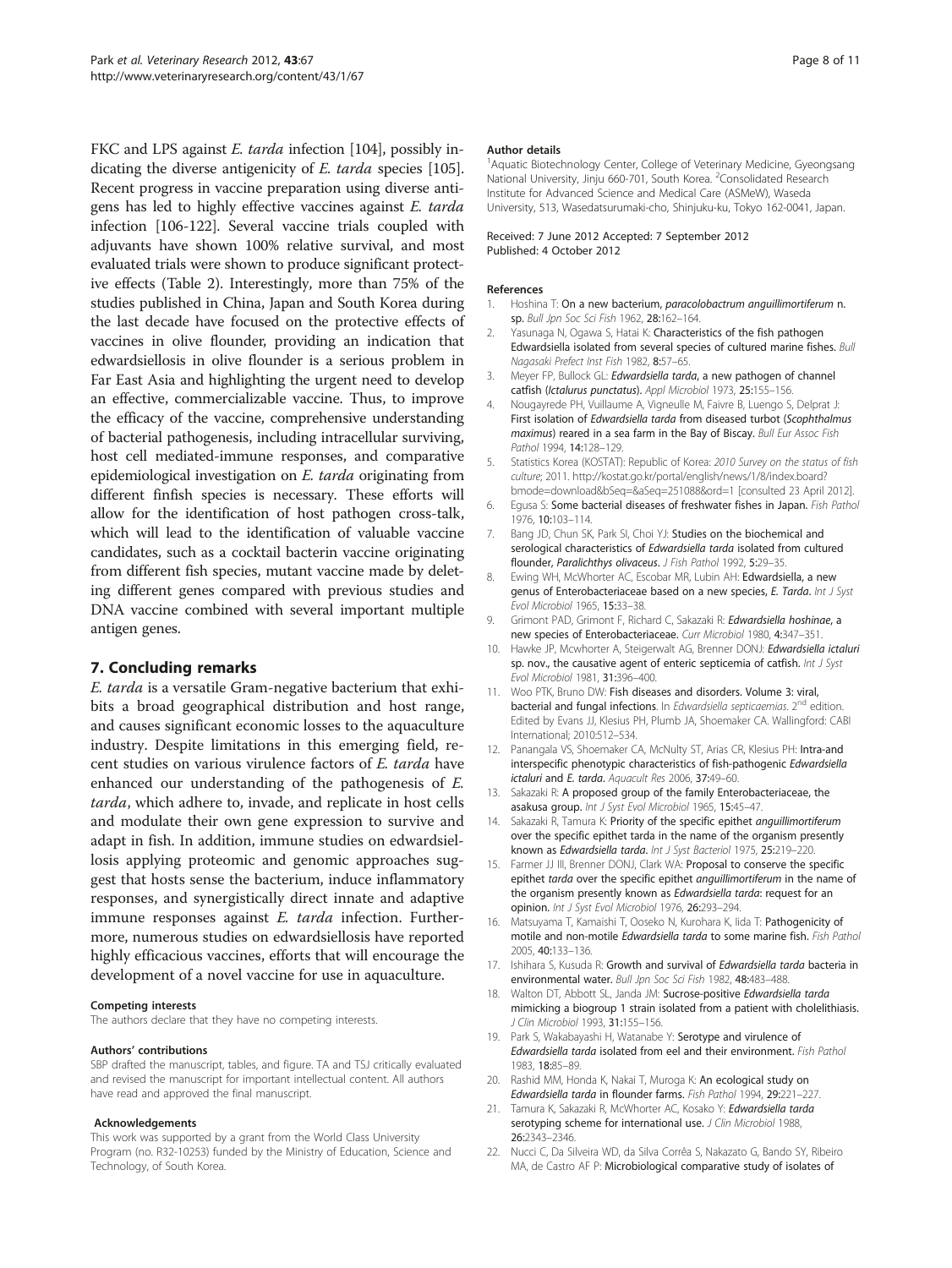FKC and LPS against *E. tarda* infection [104], possibly indicating the diverse antigenicity of *E. tarda* species [105]. Recent progress in vaccine preparation using diverse antigens has led to highly effective vaccines against *E. tarda* infection [106-122]. Several vaccine trials coupled with adjuvants have shown 100% relative survival, and most evaluated trials were shown to produce significant protective effects (Table 2). Interestingly, more than 75% of the studies published in China, Japan and South Korea during the last decade have focused on the protective effects of vaccines in olive flounder, providing an indication that edwardsiellosis in olive flounder is a serious problem in Far East Asia and highlighting the urgent need to develop an effective, commercializable vaccine. Thus, to improve the efficacy of the vaccine, comprehensive understanding of bacterial pathogenesis, including intracellular surviving, host cell mediated-immune responses, and comparative epidemiological investigation on *E. tarda* originating from different finfish species is necessary. These efforts will allow for the identification of host pathogen cross-talk, which will lead to the identification of valuable vaccine candidates, such as a cocktail bacterin vaccine originating from different fish species, mutant vaccine made by deleting different genes compared with previous studies and DNA vaccine combined with several important multiple antigen genes.

## 7. Concluding remarks

*E. tarda* is a versatile Gram-negative bacterium that exhibits a broad geographical distribution and host range, and causes significant economic losses to the aquaculture industry. Despite limitations in this emerging field, recent studies on various virulence factors of *E. tarda* have enhanced our understanding of the pathogenesis of *E. tarda*, which adhere to, invade, and replicate in host cells and modulate their own gene expression to survive and adapt in fish. In addition, immune studies on edwardsiellosis applying proteomic and genomic approaches suggest that hosts sense the bacterium, induce inflammatory responses, and synergistically direct innate and adaptive immune responses against *E. tarda* infection. Furthermore, numerous studies on edwardsiellosis have reported highly efficacious vaccines, efforts that will encourage the development of a novel vaccine for use in aquaculture.

#### Competing interests

The authors declare that they have no competing interests.

#### Authors' contributions

SBP drafted the manuscript, tables, and figure. TA and TSJ critically evaluated and revised the manuscript for important intellectual content. All authors have read and approved the final manuscript.

#### Acknowledgements

This work was supported by a grant from the World Class University Program (no. R32-10253) funded by the Ministry of Education, Science and Technology, of South Korea.

#### Author details

[1]Aquatic Biotechnology Center, College of Veterinary Medicine, Gyeongsang National University, Jinju 660-701, South Korea. [2]Consolidated Research Institute for Advanced Science and Medical Care (ASMeW), Waseda University, 513, Wasedatsurumaki-cho, Shinjuku-ku, Tokyo 162-0041, Japan.

Received: 7 June 2012 Accepted: 7 September 2012
Published: 4 October 2012

#### References

1. Hoshina T: **On a new bacterium, *paracolobactrum anguillimortiferum* n. sp.** *Bull Jpn Soc Sci Fish* 1962, **28**:162–164.
2. Yasunaga N, Ogawa S, Hatai K: **Characteristics of the fish pathogen Edwardsiella isolated from several species of cultured marine fishes.** *Bull Nagasaki Prefect Inst Fish* 1982, **8**:57–65.
3. Meyer FP, Bullock GL: ***Edwardsiella tarda*, a new pathogen of channel catfish (*Ictalurus punctatus*).** *Appl Microbiol* 1973, **25**:155–156.
4. Nougayrede PH, Vuillaume A, Vigneulle M, Faivre B, Luengo S, Delprat J: **First isolation of *Edwardsiella tarda* from diseased turbot (*Scophthalmus maximus*) reared in a sea farm in the Bay of Biscay.** *Bull Eur Assoc Fish Pathol* 1994, **14**:128–129.
5. Statistics Korea (KOSTAT): Republic of Korea: *2010 Survey on the status of fish culture*; 2011. http://kostat.go.kr/portal/english/news/1/8/index.board?bmode=download&bSeq=&aSeq=251088&ord=1 [consulted 23 April 2012].
6. Egusa S: **Some bacterial diseases of freshwater fishes in Japan.** *Fish Pathol* 1976, **10**:103–114.
7. Bang JD, Chun SK, Park SI, Choi YJ: **Studies on the biochemical and serological characteristics of *Edwardsiella tarda* isolated from cultured flounder, *Paralichthys olivaceus*.** *J Fish Pathol* 1992, **5**:29–35.
8. Ewing WH, McWhorter AC, Escobar MR, Lubin AH: **Edwardsiella, a new genus of Enterobacteriaceae based on a new species, *E. Tarda*.** *Int J Syst Evol Microbiol* 1965, **15**:33–38.
9. Grimont PAD, Grimont F, Richard C, Sakazaki R: ***Edwardsiella hoshinae*, a new species of Enterobacteriaceae.** *Curr Microbiol* 1980, **4**:347–351.
10. Hawke JP, Mcwhorter A, Steigerwalt AG, Brenner DONJ: ***Edwardsiella ictaluri* sp. nov., the causative agent of enteric septicemia of catfish.** *Int J Syst Evol Microbiol* 1981, **31**:396–400.
11. Woo PTK, Bruno DW: **Fish diseases and disorders. Volume 3: viral, bacterial and fungal infections.** In *Edwardsiella septicaemias*. 2nd edition. Edited by Evans JJ, Klesius PH, Plumb JA, Shoemaker CA. Wallingford: CABI International; 2010:512–534.
12. Panangala VS, Shoemaker CA, McNulty ST, Arias CR, Klesius PH: **Intra-and interspecific phenotypic characteristics of fish-pathogenic *Edwardsiella ictaluri* and *E. tarda*.** *Aquacult Res* 2006, **37**:49–60.
13. Sakazaki R: **A proposed group of the family Enterobacteriaceae, the asakusa group.** *Int J Syst Evol Microbiol* 1965, **15**:45–47.
14. Sakazaki R, Tamura K: **Priority of the specific epithet *anguillimortiferum* over the specific epithet tarda in the name of the organism presently known as *Edwardsiella tarda*.** *Int J Syst Bacteriol* 1975, **25**:219–220.
15. Farmer JJ III, Brenner DONJ, Clark WA: **Proposal to conserve the specific epithet *tarda* over the specific epithet *anguillimortiferum* in the name of the organism presently known as *Edwardsiella tarda*: request for an opinion.** *Int J Syst Evol Microbiol* 1976, **26**:293–294.
16. Matsuyama T, Kamaishi T, Ooseko N, Kurohara K, Iida T: **Pathogenicity of motile and non-motile *Edwardsiella tarda* to some marine fish.** *Fish Pathol* 2005, **40**:133–136.
17. Ishihara S, Kusuda R: **Growth and survival of *Edwardsiella tarda* bacteria in environmental water.** *Bull Jpn Soc Sci Fish* 1982, **48**:483–488.
18. Walton DT, Abbott SL, Janda JM: **Sucrose-positive *Edwardsiella tarda* mimicking a biogroup 1 strain isolated from a patient with cholelithiasis.** *J Clin Microbiol* 1993, **31**:155–156.
19. Park S, Wakabayashi H, Watanabe Y: **Serotype and virulence of *Edwardsiella tarda* isolated from eel and their environment.** *Fish Pathol* 1983, **18**:85–89.
20. Rashid MM, Honda K, Nakai T, Muroga K: **An ecological study on *Edwardsiella tarda* in flounder farms.** *Fish Pathol* 1994, **29**:221–227.
21. Tamura K, Sakazaki R, McWhorter AC, Kosako Y: ***Edwardsiella tarda* serotyping scheme for international use.** *J Clin Microbiol* 1988, **26**:2343–2346.
22. Nucci C, Da Silveira WD, da Silva Corrêa S, Nakazato G, Bando SY, Ribeiro MA, de Castro AF P: **Microbiological comparative study of isolates of**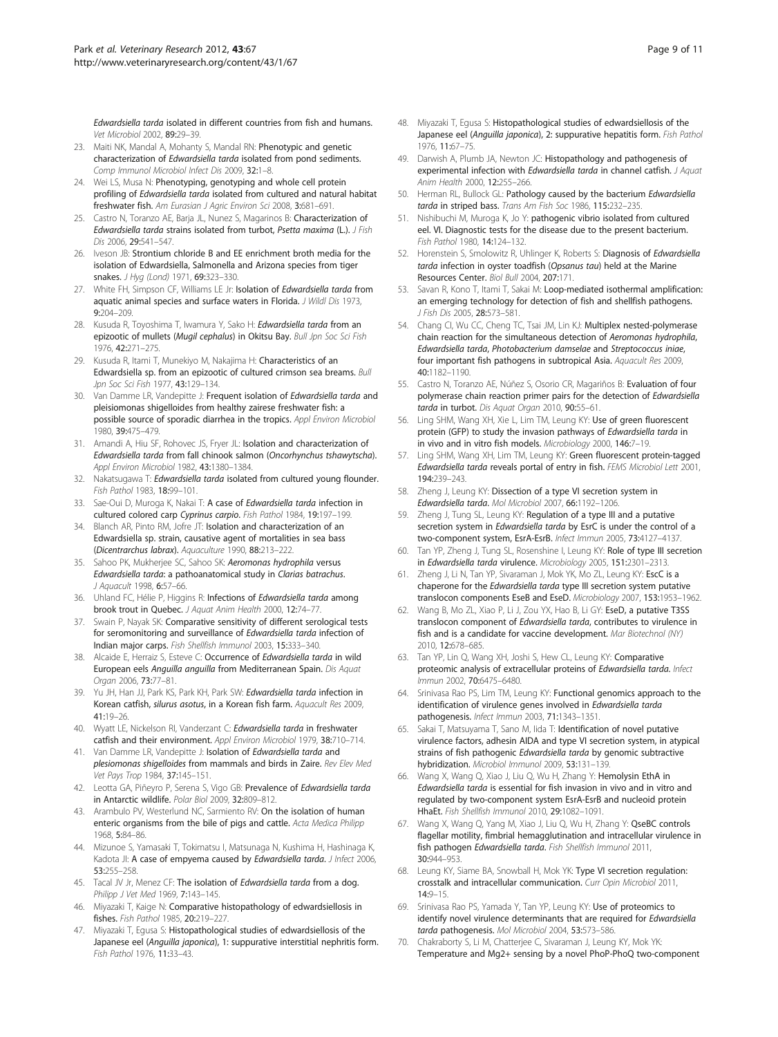*Edwardsiella tarda* isolated in different countries from fish and humans. *Vet Microbiol* 2002, **89:**29–39.

23. Maiti NK, Mandal A, Mohanty S, Mandal RN: **Phenotypic and genetic characterization of** ***Edwardsiella tarda*** **isolated from pond sediments.** *Comp Immunol Microbiol Infect Dis* 2009, **32:**1–8.
24. Wei LS, Musa N: **Phenotyping, genotyping and whole cell protein profiling of** ***Edwardsiella tarda*** **isolated from cultured and natural habitat freshwater fish.** *Am Eurasian J Agric Environ Sci* 2008, **3:**681–691.
25. Castro N, Toranzo AE, Barja JL, Nunez S, Magarinos B: **Characterization of** ***Edwardsiella tarda*** **strains isolated from turbot,** ***Psetta maxima*** **(L.).** *J Fish Dis* 2006, **29:**541–547.
26. Iveson JB: **Strontium chloride B and EE enrichment broth media for the isolation of Edwardsiella, Salmonella and Arizona species from tiger snakes.** *J Hyg (Lond)* 1971, **69:**323–330.
27. White FH, Simpson CF, Williams LE Jr: **Isolation of** ***Edwardsiella tarda*** **from aquatic animal species and surface waters in Florida.** *J Wildl Dis* 1973, **9:**204–209.
28. Kusuda R, Toyoshima T, Iwamura Y, Sako H: ***Edwardsiella tarda*** **from an epizootic of mullets (*****Mugil cephalus*****) in Okitsu Bay.** *Bull Jpn Soc Sci Fish* 1976, **42:**271–275.
29. Kusuda R, Itami T, Munekiyo M, Nakajima H: **Characteristics of an Edwardsiella sp. from an epizootic of cultured crimson sea breams.** *Bull Jpn Soc Sci Fish* 1977, **43:**129–134.
30. Van Damme LR, Vandepitte J: **Frequent isolation of** ***Edwardsiella tarda*** **and pleisiomonas shigelloides from healthy zairese freshwater fish: a possible source of sporadic diarrhea in the tropics.** *Appl Environ Microbiol* 1980, **39:**475–479.
31. Amandi A, Hiu SF, Rohovec JS, Fryer JL: **Isolation and characterization of** ***Edwardsiella tarda*** **from fall chinook salmon (*****Oncorhynchus tshawytscha*****).** *Appl Environ Microbiol* 1982, **43:**1380–1384.
32. Nakatsugawa T: ***Edwardsiella tarda*** **isolated from cultured young flounder.** *Fish Pathol* 1983, **18:**99–101.
33. Sae-Oui D, Muroga K, Nakai T: **A case of** ***Edwardsiella tarda*** **infection in cultured colored carp** ***Cyprinus carpio*****.** *Fish Pathol* 1984, **19:**197–199.
34. Blanch AR, Pinto RM, Jofre JT: **Isolation and characterization of an Edwardsiella sp. strain, causative agent of mortalities in sea bass (*****Dicentrarchus labrax*****).** *Aquaculture* 1990, **88:**213–222.
35. Sahoo PK, Mukherjee SC, Sahoo SK: ***Aeromonas hydrophila*** **versus** ***Edwardsiella tarda*****: a pathoanatomical study in** ***Clarias batrachus*****.** *J Aquacult* 1998, **6:**57–66.
36. Uhland FC, Hélie P, Higgins R: **Infections of** ***Edwardsiella tarda*** **among brook trout in Quebec.** *J Aquat Anim Health* 2000, **12:**74–77.
37. Swain P, Nayak SK: **Comparative sensitivity of different serological tests for seromonitoring and surveillance of** ***Edwardsiella tarda*** **infection of Indian major carps.** *Fish Shellfish Immunol* 2003, **15:**333–340.
38. Alcaide E, Herraiz S, Esteve C: **Occurrence of** ***Edwardsiella tarda*** **in wild European eels** ***Anguilla anguilla*** **from Mediterranean Spain.** *Dis Aquat Organ* 2006, **73:**77–81.
39. Yu JH, Han JJ, Park KS, Park KH, Park SW: ***Edwardsiella tarda*** **infection in Korean catfish,** ***silurus asotus*****, in a Korean fish farm.** *Aquacult Res* 2009, **41:**19–26.
40. Wyatt LE, Nickelson RI, Vanderzant C: ***Edwardsiella tarda*** **in freshwater catfish and their environment.** *Appl Environ Microbiol* 1979, **38:**710–714.
41. Van Damme LR, Vandepitte J: **Isolation of** ***Edwardsiella tarda*** **and** ***plesiomonas shigelloides*** **from mammals and birds in Zaire.** *Rev Elev Med Vet Pays Trop* 1984, **37:**145–151.
42. Leotta GA, Piñeyro P, Serena S, Vigo GB: **Prevalence of** ***Edwardsiella tarda*** **in Antarctic wildlife.** *Polar Biol* 2009, **32:**809–812.
43. Arambulo PV, Westerlund NC, Sarmiento RV: **On the isolation of human enteric organisms from the bile of pigs and cattle.** *Acta Medica Philipp* 1968, **5:**84–86.
44. Mizunoe S, Yamasaki T, Tokimatsu I, Matsunaga N, Kushima H, Hashinaga K, Kadota JI: **A case of empyema caused by** ***Edwardsiella tarda*****.** *J Infect* 2006, **53:**255–258.
45. Tacal JV Jr, Menez CF: **The isolation of** ***Edwardsiella tarda*** **from a dog.** *Philipp J Vet Med* 1969, **7:**143–145.
46. Miyazaki T, Kaige N: **Comparative histopathology of edwardsiellosis in fishes.** *Fish Pathol* 1985, **20:**219–227.
47. Miyazaki T, Egusa S: **Histopathological studies of edwardsiellosis of the Japanese eel (*****Anguilla japonica*****), 1: suppurative interstitial nephritis form.** *Fish Pathol* 1976, **11:**33–43.
48. Miyazaki T, Egusa S: **Histopathological studies of edwardsiellosis of the Japanese eel (*****Anguilla japonica*****), 2: suppurative hepatitis form.** *Fish Pathol* 1976, **11:**67–75.
49. Darwish A, Plumb JA, Newton JC: **Histopathology and pathogenesis of experimental infection with** ***Edwardsiella tarda*** **in channel catfish.** *J Aquat Anim Health* 2000, **12:**255–266.
50. Herman RL, Bullock GL: **Pathology caused by the bacterium** ***Edwardsiella tarda*** **in striped bass.** *Trans Am Fish Soc* 1986, **115:**232–235.
51. Nishibuchi M, Muroga K, Jo Y: **pathogenic vibrio isolated from cultured eel. VI. Diagnostic tests for the disease due to the present bacterium.** *Fish Pathol* 1980, **14:**124–132.
52. Horenstein S, Smolowitz R, Uhlinger K, Roberts S: **Diagnosis of** ***Edwardsiella tarda*** **infection in oyster toadfish (*****Opsanus tau*****) held at the Marine Resources Center.** *Biol Bull* 2004, **207:**171.
53. Savan R, Kono T, Itami T, Sakai M: **Loop-mediated isothermal amplification: an emerging technology for detection of fish and shellfish pathogens.** *J Fish Dis* 2005, **28:**573–581.
54. Chang CI, Wu CC, Cheng TC, Tsai JM, Lin KJ: **Multiplex nested-polymerase chain reaction for the simultaneous detection of** ***Aeromonas hydrophila*****,** ***Edwardsiella tarda*****,** ***Photobacterium damselae*** **and** ***Streptococcus iniae*****, four important fish pathogens in subtropical Asia.** *Aquacult Res* 2009, **40:**1182–1190.
55. Castro N, Toranzo AE, Núñez S, Osorio CR, Magariños B: **Evaluation of four polymerase chain reaction primer pairs for the detection of** ***Edwardsiella tarda*** **in turbot.** *Dis Aquat Organ* 2010, **90:**55–61.
56. Ling SHM, Wang XH, Xie L, Lim TM, Leung KY: **Use of green fluorescent protein (GFP) to study the invasion pathways of** ***Edwardsiella tarda*** **in in vivo and in vitro fish models.** *Microbiology* 2000, **146:**7–19.
57. Ling SHM, Wang XH, Lim TM, Leung KY: **Green fluorescent protein-tagged** ***Edwardsiella tarda*** **reveals portal of entry in fish.** *FEMS Microbiol Lett* 2001, **194:**239–243.
58. Zheng J, Leung KY: **Dissection of a type VI secretion system in** ***Edwardsiella tarda*****.** *Mol Microbiol* 2007, **66:**1192–1206.
59. Zheng J, Tung SL, Leung KY: **Regulation of a type III and a putative secretion system in** ***Edwardsiella tarda*** **by EsrC is under the control of a two-component system, EsrA-EsrB.** *Infect Immun* 2005, **73:**4127–4137.
60. Tan YP, Zheng J, Tung SL, Rosenshine I, Leung KY: **Role of type III secretion in** ***Edwardsiella tarda*** **virulence.** *Microbiology* 2005, **151:**2301–2313.
61. Zheng J, Li N, Tan YP, Sivaraman J, Mok YK, Mo ZL, Leung KY: **EscC is a chaperone for the** ***Edwardsiella tarda*** **type III secretion system putative translocon components EseB and EseD.** *Microbiology* 2007, **153:**1953–1962.
62. Wang B, Mo ZL, Xiao P, Li J, Zou YX, Hao B, Li GY: **EseD, a putative T3SS translocon component of** ***Edwardsiella tarda*****, contributes to virulence in fish and is a candidate for vaccine development.** *Mar Biotechnol (NY)* 2010, **12:**678–685.
63. Tan YP, Lin Q, Wang XH, Joshi S, Hew CL, Leung KY: **Comparative proteomic analysis of extracellular proteins of** ***Edwardsiella tarda*****.** *Infect Immun* 2002, **70:**6475–6480.
64. Srinivasa Rao PS, Lim TM, Leung KY: **Functional genomics approach to the identification of virulence genes involved in** ***Edwardsiella tarda*** **pathogenesis.** *Infect Immun* 2003, **71:**1343–1351.
65. Sakai T, Matsuyama T, Sano M, Iida T: **Identification of novel putative virulence factors, adhesin AIDA and type VI secretion system, in atypical strains of fish pathogenic** ***Edwardsiella tarda*** **by genomic subtractive hybridization.** *Microbiol Immunol* 2009, **53:**131–139.
66. Wang X, Wang Q, Xiao J, Liu Q, Wu H, Zhang Y: **Hemolysin EthA in** ***Edwardsiella tarda*** **is essential for fish invasion in vivo and in vitro and regulated by two-component system EsrA-EsrB and nucleoid protein HhaEt.** *Fish Shellfish Immunol* 2010, **29:**1082–1091.
67. Wang X, Wang Q, Yang M, Xiao J, Liu Q, Wu H, Zhang Y: **QseBC controls flagellar motility, fimbrial hemagglutination and intracellular virulence in fish pathogen** ***Edwardsiella tarda*****.** *Fish Shellfish Immunol* 2011, **30:**944–953.
68. Leung KY, Siame BA, Snowball H, Mok YK: **Type VI secretion regulation: crosstalk and intracellular communication.** *Curr Opin Microbiol* 2011, **14:**9–15.
69. Srinivasa Rao PS, Yamada Y, Tan YP, Leung KY: **Use of proteomics to identify novel virulence determinants that are required for** ***Edwardsiella tarda*** **pathogenesis.** *Mol Microbiol* 2004, **53:**573–586.
70. Chakraborty S, Li M, Chatterjee C, Sivaraman J, Leung KY, Mok YK: **Temperature and Mg2+ sensing by a novel PhoP-PhoQ two-component**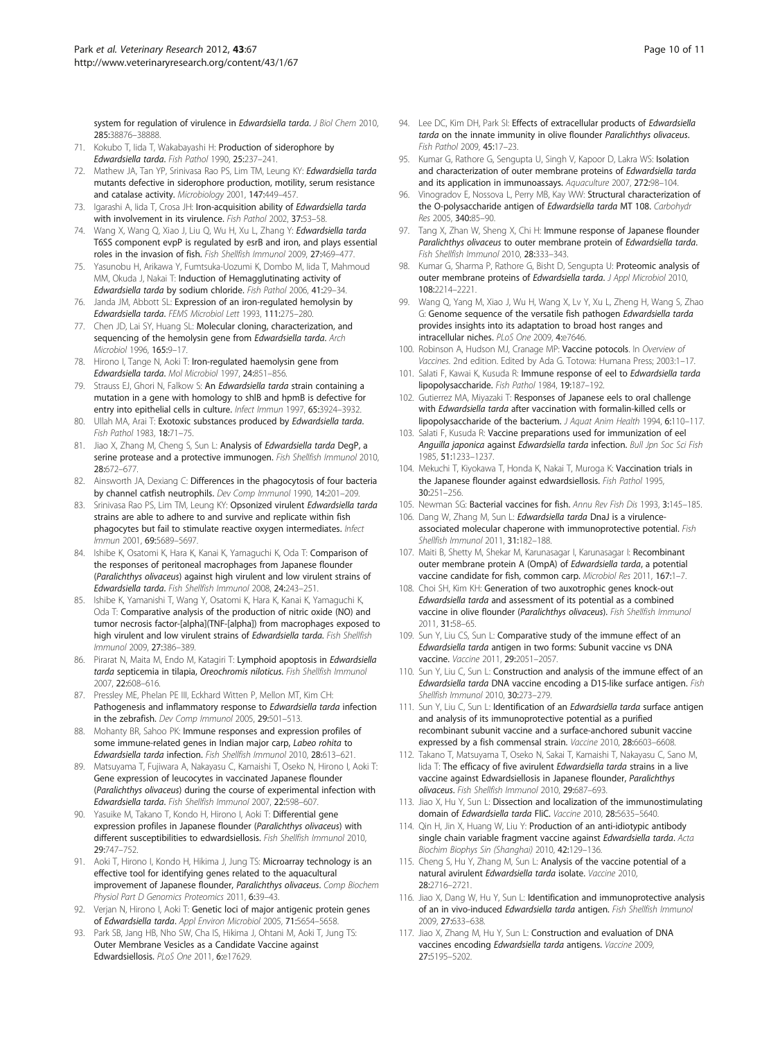system for regulation of virulence in *Edwardsiella tarda*. *J Biol Chem* 2010, **285:**38876–38888.

71. Kokubo T, Iida T, Wakabayashi H: **Production of siderophore by *Edwardsiella tarda*.** *Fish Pathol* 1990, **25:**237–241.
72. Mathew JA, Tan YP, Srinivasa Rao PS, Lim TM, Leung KY: ***Edwardsiella tarda* mutants defective in siderophore production, motility, serum resistance and catalase activity.** *Microbiology* 2001, **147:**449–457.
73. Igarashi A, Iida T, Crosa JH: **Iron-acquisition ability of *Edwardsiella tarda* with involvement in its virulence.** *Fish Pathol* 2002, **37:**53–58.
74. Wang X, Wang Q, Xiao J, Liu Q, Wu H, Xu L, Zhang Y: ***Edwardsiella tarda* T6SS component evpP is regulated by esrB and iron, and plays essential roles in the invasion of fish.** *Fish Shellfish Immunol* 2009, **27:**469–477.
75. Yasunobu H, Arikawa Y, Fumtsuka-Uozumi K, Dombo M, Iida T, Mahmoud MM, Okuda J, Nakai T: **Induction of Hemagglutinating activity of *Edwardsiella tarda* by sodium chloride.** *Fish Pathol* 2006, **41:**29–34.
76. Janda JM, Abbott SL: **Expression of an iron-regulated hemolysin by *Edwardsiella tarda*.** *FEMS Microbiol Lett* 1993, **111:**275–280.
77. Chen JD, Lai SY, Huang SL: **Molecular cloning, characterization, and sequencing of the hemolysin gene from *Edwardsiella tarda*.** *Arch Microbiol* 1996, **165:**9–17.
78. Hirono I, Tange N, Aoki T: **Iron-regulated haemolysin gene from *Edwardsiella tarda*.** *Mol Microbiol* 1997, **24:**851–856.
79. Strauss EJ, Ghori N, Falkow S: **An *Edwardsiella tarda* strain containing a mutation in a gene with homology to shlB and hpmB is defective for entry into epithelial cells in culture.** *Infect Immun* 1997, **65:**3924–3932.
80. Ullah MA, Arai T: **Exotoxic substances produced by *Edwardsiella tarda*.** *Fish Pathol* 1983, **18:**71–75.
81. Jiao X, Zhang M, Cheng S, Sun L: **Analysis of *Edwardsiella tarda* DegP, a serine protease and a protective immunogen.** *Fish Shellfish Immunol* 2010, **28:**672–677.
82. Ainsworth JA, Dexiang C: **Differences in the phagocytosis of four bacteria by channel catfish neutrophils.** *Dev Comp Immunol* 1990, **14:**201–209.
83. Srinivasa Rao PS, Lim TM, Leung KY: **Opsonized virulent *Edwardsiella tarda* strains are able to adhere to and survive and replicate within fish phagocytes but fail to stimulate reactive oxygen intermediates.** *Infect Immun* 2001, **69:**5689–5697.
84. Ishibe K, Osatomi K, Hara K, Kanai K, Yamaguchi K, Oda T: **Comparison of the responses of peritoneal macrophages from Japanese flounder (*Paralichthys olivaceus*) against high virulent and low virulent strains of *Edwardsiella tarda*.** *Fish Shellfish Immunol* 2008, **24:**243–251.
85. Ishibe K, Yamanishi T, Wang Y, Osatomi K, Hara K, Kanai K, Yamaguchi K, Oda T: **Comparative analysis of the production of nitric oxide (NO) and tumor necrosis factor-[alpha](TNF-[alpha]) from macrophages exposed to high virulent and low virulent strains of *Edwardsiella tarda*.** *Fish Shellfish Immunol* 2009, **27:**386–389.
86. Pirarat N, Maita M, Endo M, Katagiri T: **Lymphoid apoptosis in *Edwardsiella tarda* septicemia in tilapia, *Oreochromis niloticus*.** *Fish Shellfish Immunol* 2007, **22:**608–616.
87. Pressley ME, Phelan PE III, Eckhard Witten P, Mellon MT, Kim CH: **Pathogenesis and inflammatory response to *Edwardsiella tarda* infection in the zebrafish.** *Dev Comp Immunol* 2005, **29:**501–513.
88. Mohanty BR, Sahoo PK: **Immune responses and expression profiles of some immune-related genes in Indian major carp, *Labeo rohita* to *Edwardsiella tarda* infection.** *Fish Shellfish Immunol* 2010, **28:**613–621.
89. Matsuyama T, Fujiwara A, Nakayasu C, Kamaishi T, Oseko N, Hirono I, Aoki T: **Gene expression of leucocytes in vaccinated Japanese flounder (*Paralichthys olivaceus*) during the course of experimental infection with *Edwardsiella tarda*.** *Fish Shellfish Immunol* 2007, **22:**598–607.
90. Yasuike M, Takano T, Kondo H, Hirono I, Aoki T: **Differential gene expression profiles in Japanese flounder (*Paralichthys olivaceus*) with different susceptibilities to edwardsiellosis.** *Fish Shellfish Immunol* 2010, **29:**747–752.
91. Aoki T, Hirono I, Kondo H, Hikima J, Jung TS: **Microarray technology is an effective tool for identifying genes related to the aquacultural improvement of Japanese flounder, *Paralichthys olivaceus*.** *Comp Biochem Physiol Part D Genomics Proteomics* 2011, **6:**39–43.
92. Verjan N, Hirono I, Aoki T: **Genetic loci of major antigenic protein genes of *Edwardsiella tarda*.** *Appl Environ Microbiol* 2005, **71:**5654–5658.
93. Park SB, Jang HB, Nho SW, Cha IS, Hikima J, Ohtani M, Aoki T, Jung TS: **Outer Membrane Vesicles as a Candidate Vaccine against Edwardsiellosis.** *PLoS One* 2011, **6:**e17629.
94. Lee DC, Kim DH, Park SI: **Effects of extracellular products of *Edwardsiella tarda* on the innate immunity in olive flounder *Paralichthys olivaceus*.** *Fish Pathol* 2009, **45:**17–23.
95. Kumar G, Rathore G, Sengupta U, Singh V, Kapoor D, Lakra WS: **Isolation and characterization of outer membrane proteins of *Edwardsiella tarda* and its application in immunoassays.** *Aquaculture* 2007, **272:**98–104.
96. Vinogradov E, Nossova L, Perry MB, Kay WW: **Structural characterization of the O-polysaccharide antigen of *Edwardsiella tarda* MT 108.** *Carbohydr Res* 2005, **340:**85–90.
97. Tang X, Zhan W, Sheng X, Chi H: **Immune response of Japanese flounder *Paralichthys olivaceus* to outer membrane protein of *Edwardsiella tarda*.** *Fish Shellfish Immunol* 2010, **28:**333–343.
98. Kumar G, Sharma P, Rathore G, Bisht D, Sengupta U: **Proteomic analysis of outer membrane proteins of *Edwardsiella tarda*.** *J Appl Microbiol* 2010, **108:**2214–2221.
99. Wang Q, Yang M, Xiao J, Wu H, Wang X, Lv Y, Xu L, Zheng H, Wang S, Zhao G: **Genome sequence of the versatile fish pathogen *Edwardsiella tarda* provides insights into its adaptation to broad host ranges and intracellular niches.** *PLoS One* 2009, **4:**e7646.
100. Robinson A, Hudson MJ, Cranage MP: **Vaccine potocols.** In *Overview of Vaccines*. 2nd edition. Edited by Ada G. Totowa: Humana Press; 2003:1–17.
101. Salati F, Kawai K, Kusuda R: **Immune response of eel to *Edwardsiella tarda* lipopolysaccharide.** *Fish Pathol* 1984, **19:**187–192.
102. Gutierrez MA, Miyazaki T: **Responses of Japanese eels to oral challenge with *Edwardsiella tarda* after vaccination with formalin-killed cells or lipopolysaccharide of the bacterium.** *J Aquat Anim Health* 1994, **6:**110–117.
103. Salati F, Kusuda R: **Vaccine preparations used for immunization of eel *Anguilla japonica* against *Edwardsiella tarda* infection.** *Bull Jpn Soc Sci Fish* 1985, **51:**1233–1237.
104. Mekuchi T, Kiyokawa T, Honda K, Nakai T, Muroga K: **Vaccination trials in the Japanese flounder against edwardsiellosis.** *Fish Pathol* 1995, **30:**251–256.
105. Newman SG: **Bacterial vaccines for fish.** *Annu Rev Fish Dis* 1993, **3:**145–185.
106. Dang W, Zhang M, Sun L: ***Edwardsiella tarda* DnaJ is a virulence-associated molecular chaperone with immunoprotective potential.** *Fish Shellfish Immunol* 2011, **31:**182–188.
107. Maiti B, Shetty M, Shekar M, Karunasagar I, Karunasagar I: **Recombinant outer membrane protein A (OmpA) of *Edwardsiella tarda*, a potential vaccine candidate for fish, common carp.** *Microbiol Res* 2011, **167:**1–7.
108. Choi SH, Kim KH: **Generation of two auxotrophic genes knock-out *Edwardsiella tarda* and assessment of its potential as a combined vaccine in olive flounder (*Paralichthys olivaceus*).** *Fish Shellfish Immunol* 2011, **31:**58–65.
109. Sun Y, Liu CS, Sun L: **Comparative study of the immune effect of an *Edwardsiella tarda* antigen in two forms: Subunit vaccine vs DNA vaccine.** *Vaccine* 2011, **29:**2051–2057.
110. Sun Y, Liu C, Sun L: **Construction and analysis of the immune effect of an *Edwardsiella tarda* DNA vaccine encoding a D15-like surface antigen.** *Fish Shellfish Immunol* 2010, **30:**273–279.
111. Sun Y, Liu C, Sun L: **Identification of an *Edwardsiella tarda* surface antigen and analysis of its immunoprotective potential as a purified recombinant subunit vaccine and a surface-anchored subunit vaccine expressed by a fish commensal strain.** *Vaccine* 2010, **28:**6603–6608.
112. Takano T, Matsuyama T, Oseko N, Sakai T, Kamaishi T, Nakayasu C, Sano M, Iida T: **The efficacy of five avirulent *Edwardsiella tarda* strains in a live vaccine against Edwardsiellosis in Japanese flounder, *Paralichthys olivaceus*.** *Fish Shellfish Immunol* 2010, **29:**687–693.
113. Jiao X, Hu Y, Sun L: **Dissection and localization of the immunostimulating domain of *Edwardsiella tarda* FliC.** *Vaccine* 2010, **28:**5635–5640.
114. Qin H, Jin X, Huang W, Liu Y: **Production of an anti-idiotypic antibody single chain variable fragment vaccine against *Edwardsiella tarda*.** *Acta Biochim Biophys Sin (Shanghai)* 2010, **42:**129–136.
115. Cheng S, Hu Y, Zhang M, Sun L: **Analysis of the vaccine potential of a natural avirulent *Edwardsiella tarda* isolate.** *Vaccine* 2010, **28:**2716–2721.
116. Jiao X, Dang W, Hu Y, Sun L: **Identification and immunoprotective analysis of an in vivo-induced *Edwardsiella tarda* antigen.** *Fish Shellfish Immunol* 2009, **27:**633–638.
117. Jiao X, Zhang M, Hu Y, Sun L: **Construction and evaluation of DNA vaccines encoding *Edwardsiella tarda* antigens.** *Vaccine* 2009, **27:**5195–5202.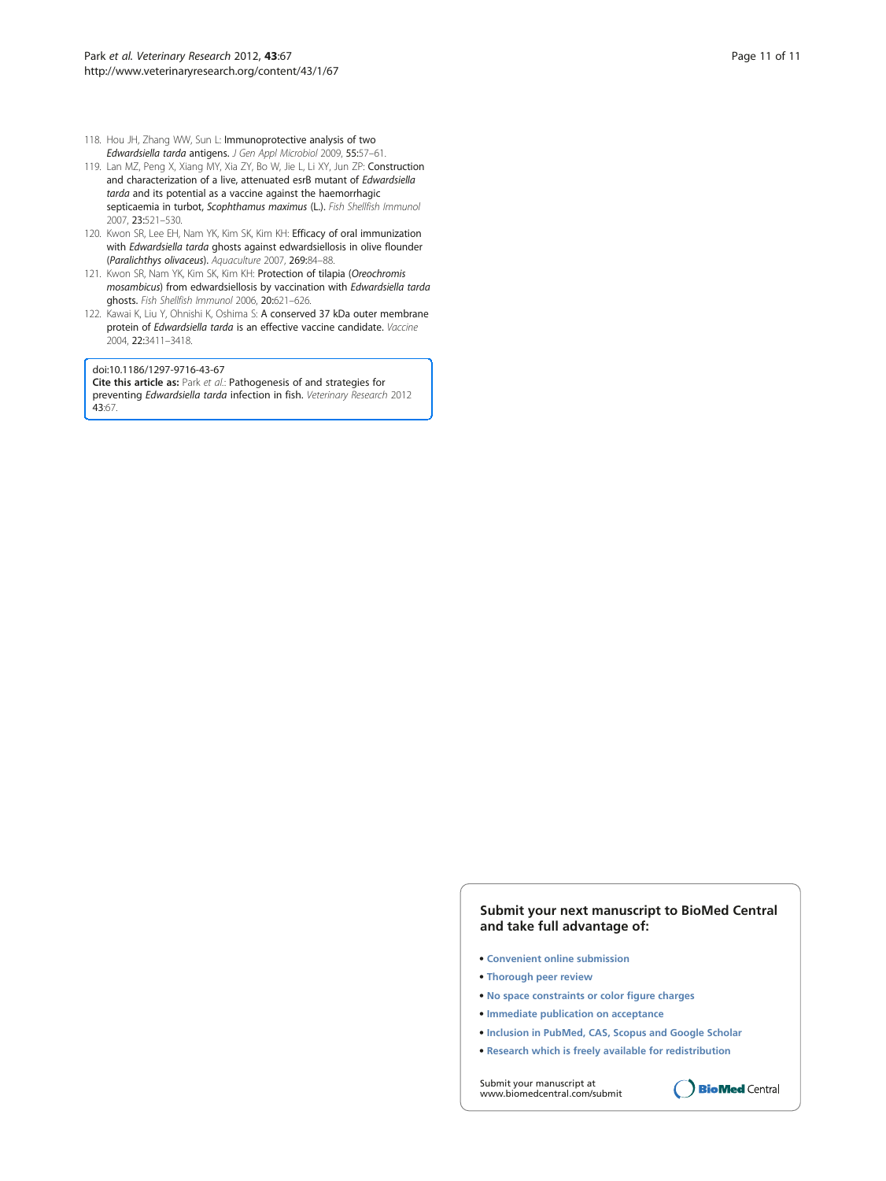118. Hou JH, Zhang WW, Sun L: Immunoprotective analysis of two *Edwardsiella tarda* antigens. *J Gen Appl Microbiol* 2009, **55**:57–61.
119. Lan MZ, Peng X, Xiang MY, Xia ZY, Bo W, Jie L, Li XY, Jun ZP: Construction and characterization of a live, attenuated esrB mutant of *Edwardsiella tarda* and its potential as a vaccine against the haemorrhagic septicaemia in turbot, *Scophthamus maximus* (L.). *Fish Shellfish Immunol* 2007, **23**:521–530.
120. Kwon SR, Lee EH, Nam YK, Kim SK, Kim KH: Efficacy of oral immunization with *Edwardsiella tarda* ghosts against edwardsiellosis in olive flounder (*Paralichthys olivaceus*). *Aquaculture* 2007, **269**:84–88.
121. Kwon SR, Nam YK, Kim SK, Kim KH: Protection of tilapia (*Oreochromis mosambicus*) from edwardsiellosis by vaccination with *Edwardsiella tarda* ghosts. *Fish Shellfish Immunol* 2006, **20**:621–626.
122. Kawai K, Liu Y, Ohnishi K, Oshima S: A conserved 37 kDa outer membrane protein of *Edwardsiella tarda* is an effective vaccine candidate. *Vaccine* 2004, **22**:3411–3418.

doi:10.1186/1297-9716-43-67

**Cite this article as:** Park *et al.*: Pathogenesis of and strategies for preventing *Edwardsiella tarda* infection in fish. *Veterinary Research* 2012 **43**:67.

**Submit your next manuscript to BioMed Central and take full advantage of:**

- **Convenient online submission**
- **Thorough peer review**
- **No space constraints or color figure charges**
- **Immediate publication on acceptance**
- **Inclusion in PubMed, CAS, Scopus and Google Scholar**
- **Research which is freely available for redistribution**

Submit your manuscript at
www.biomedcentral.com/submit

BioMed Central